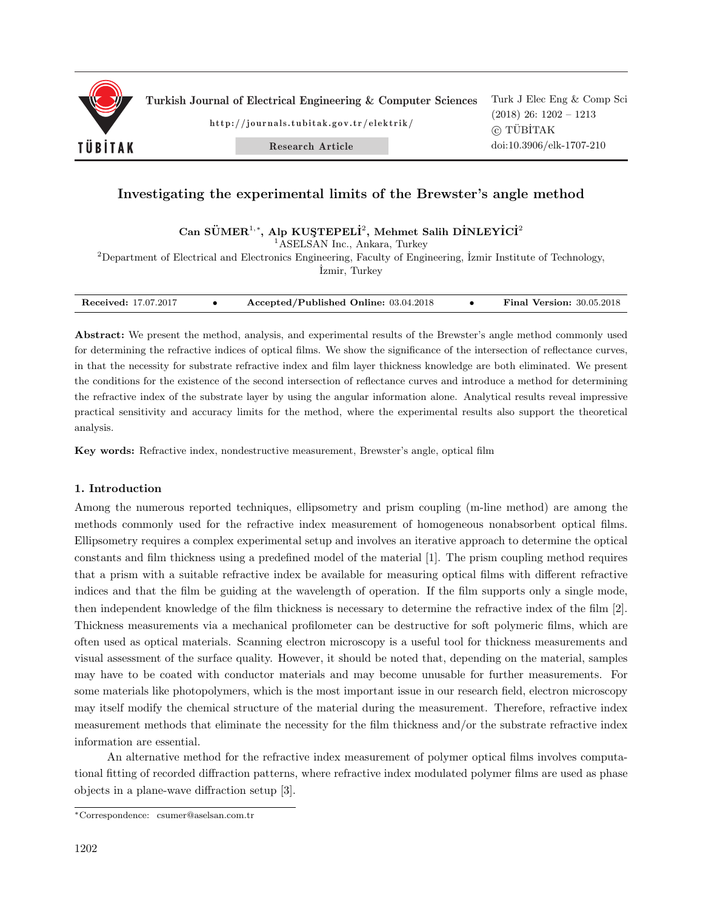# Investigating the experimental limits of the Brewster's angle method

**Can SÜMER[1,*], Alp KUŞTEPELİ[2], Mehmet Salih DİNLEYİCİ[2]**

[1]ASELSAN Inc., Ankara, Turkey

[2]Department of Electrical and Electronics Engineering, Faculty of Engineering, İzmir Institute of Technology, İzmir, Turkey

**Received:** 17.07.2017 • **Accepted/Published Online:** 03.04.2018 • **Final Version:** 30.05.2018

**Abstract:** We present the method, analysis, and experimental results of the Brewster's angle method commonly used for determining the refractive indices of optical films. We show the significance of the intersection of reflectance curves, in that the necessity for substrate refractive index and film layer thickness knowledge are both eliminated. We present the conditions for the existence of the second intersection of reflectance curves and introduce a method for determining the refractive index of the substrate layer by using the angular information alone. Analytical results reveal impressive practical sensitivity and accuracy limits for the method, where the experimental results also support the theoretical analysis.

**Key words:** Refractive index, nondestructive measurement, Brewster's angle, optical film

## 1. Introduction

Among the numerous reported techniques, ellipsometry and prism coupling (m-line method) are among the methods commonly used for the refractive index measurement of homogeneous nonabsorbent optical films. Ellipsometry requires a complex experimental setup and involves an iterative approach to determine the optical constants and film thickness using a predefined model of the material [1]. The prism coupling method requires that a prism with a suitable refractive index be available for measuring optical films with different refractive indices and that the film be guiding at the wavelength of operation. If the film supports only a single mode, then independent knowledge of the film thickness is necessary to determine the refractive index of the film [2]. Thickness measurements via a mechanical profilometer can be destructive for soft polymeric films, which are often used as optical materials. Scanning electron microscopy is a useful tool for thickness measurements and visual assessment of the surface quality. However, it should be noted that, depending on the material, samples may have to be coated with conductor materials and may become unusable for further measurements. For some materials like photopolymers, which is the most important issue in our research field, electron microscopy may itself modify the chemical structure of the material during the measurement. Therefore, refractive index measurement methods that eliminate the necessity for the film thickness and/or the substrate refractive index information are essential.

An alternative method for the refractive index measurement of polymer optical films involves computational fitting of recorded diffraction patterns, where refractive index modulated polymer films are used as phase objects in a plane-wave diffraction setup [3].

*Correspondence: csumer@aselsan.com.tr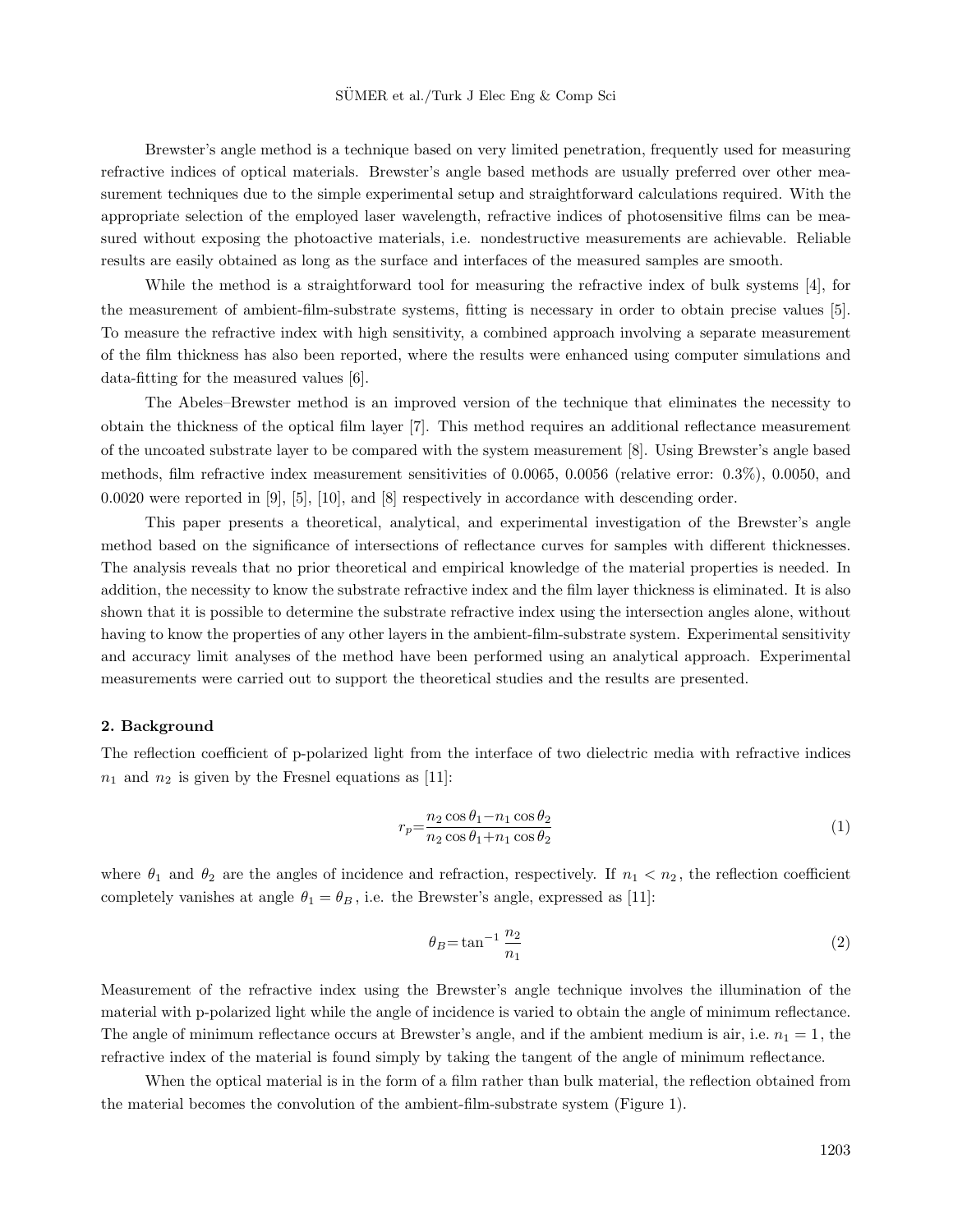Brewster's angle method is a technique based on very limited penetration, frequently used for measuring refractive indices of optical materials. Brewster's angle based methods are usually preferred over other measurement techniques due to the simple experimental setup and straightforward calculations required. With the appropriate selection of the employed laser wavelength, refractive indices of photosensitive films can be measured without exposing the photoactive materials, i.e. nondestructive measurements are achievable. Reliable results are easily obtained as long as the surface and interfaces of the measured samples are smooth.

While the method is a straightforward tool for measuring the refractive index of bulk systems [4], for the measurement of ambient-film-substrate systems, fitting is necessary in order to obtain precise values [5]. To measure the refractive index with high sensitivity, a combined approach involving a separate measurement of the film thickness has also been reported, where the results were enhanced using computer simulations and data-fitting for the measured values [6].

The Abeles–Brewster method is an improved version of the technique that eliminates the necessity to obtain the thickness of the optical film layer [7]. This method requires an additional reflectance measurement of the uncoated substrate layer to be compared with the system measurement [8]. Using Brewster's angle based methods, film refractive index measurement sensitivities of 0.0065, 0.0056 (relative error: 0.3%), 0.0050, and 0.0020 were reported in [9], [5], [10], and [8] respectively in accordance with descending order.

This paper presents a theoretical, analytical, and experimental investigation of the Brewster's angle method based on the significance of intersections of reflectance curves for samples with different thicknesses. The analysis reveals that no prior theoretical and empirical knowledge of the material properties is needed. In addition, the necessity to know the substrate refractive index and the film layer thickness is eliminated. It is also shown that it is possible to determine the substrate refractive index using the intersection angles alone, without having to know the properties of any other layers in the ambient-film-substrate system. Experimental sensitivity and accuracy limit analyses of the method have been performed using an analytical approach. Experimental measurements were carried out to support the theoretical studies and the results are presented.

## 2. Background

The reflection coefficient of p-polarized light from the interface of two dielectric media with refractive indices $n_1$ and $n_2$ is given by the Fresnel equations as [11]:

$$r_p = \frac{n_2 \cos\theta_1 - n_1 \cos\theta_2}{n_2 \cos\theta_1 + n_1 \cos\theta_2} \tag{1}$$

where $\theta_1$ and $\theta_2$ are the angles of incidence and refraction, respectively. If $n_1 < n_2$, the reflection coefficient completely vanishes at angle $\theta_1 = \theta_B$, i.e. the Brewster's angle, expressed as [11]:

$$\theta_B = \tan^{-1}\frac{n_2}{n_1} \tag{2}$$

Measurement of the refractive index using the Brewster's angle technique involves the illumination of the material with p-polarized light while the angle of incidence is varied to obtain the angle of minimum reflectance. The angle of minimum reflectance occurs at Brewster's angle, and if the ambient medium is air, i.e. $n_1 = 1$, the refractive index of the material is found simply by taking the tangent of the angle of minimum reflectance.

When the optical material is in the form of a film rather than bulk material, the reflection obtained from the material becomes the convolution of the ambient-film-substrate system (Figure 1).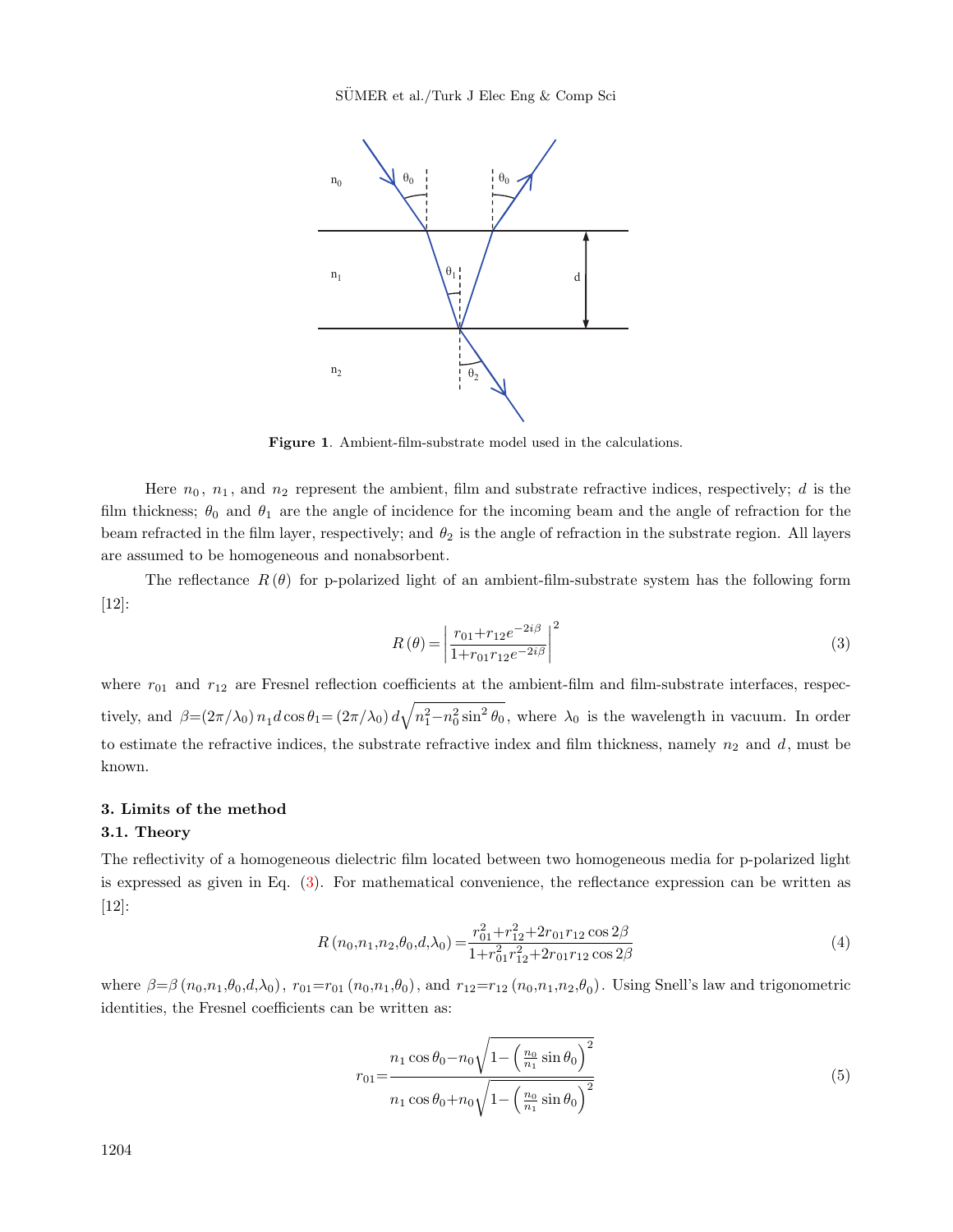Figure 1. Ambient-film-substrate model used in the calculations.

Here $n_0$, $n_1$, and $n_2$ represent the ambient, film and substrate refractive indices, respectively; $d$ is the film thickness; $\theta_0$ and $\theta_1$ are the angle of incidence for the incoming beam and the angle of refraction for the beam refracted in the film layer, respectively; and $\theta_2$ is the angle of refraction in the substrate region. All layers are assumed to be homogeneous and nonabsorbent.

The reflectance $R(\theta)$ for p-polarized light of an ambient-film-substrate system has the following form [12]:

$$R(\theta) = \left| \frac{r_{01} + r_{12} e^{-2i\beta}}{1 + r_{01} r_{12} e^{-2i\beta}} \right|^2 \tag{3}$$

where $r_{01}$ and $r_{12}$ are Fresnel reflection coefficients at the ambient-film and film-substrate interfaces, respectively, and $\beta = (2\pi/\lambda_0)\, n_1 d \cos\theta_1 = (2\pi/\lambda_0)\, d\sqrt{n_1^2 - n_0^2 \sin^2\theta_0}$, where $\lambda_0$ is the wavelength in vacuum. In order to estimate the refractive indices, the substrate refractive index and film thickness, namely $n_2$ and $d$, must be known.

## 3. Limits of the method

### 3.1. Theory

The reflectivity of a homogeneous dielectric film located between two homogeneous media for p-polarized light is expressed as given in Eq. (3). For mathematical convenience, the reflectance expression can be written as [12]:

$$R(n_0, n_1, n_2, \theta_0, d, \lambda_0) = \frac{r_{01}^2 + r_{12}^2 + 2 r_{01} r_{12} \cos 2\beta}{1 + r_{01}^2 r_{12}^2 + 2 r_{01} r_{12} \cos 2\beta} \tag{4}$$

where $\beta = \beta(n_0, n_1, \theta_0, d, \lambda_0)$, $r_{01} = r_{01}(n_0, n_1, \theta_0)$, and $r_{12} = r_{12}(n_0, n_1, n_2, \theta_0)$. Using Snell's law and trigonometric identities, the Fresnel coefficients can be written as:

$$r_{01} = \frac{n_1 \cos\theta_0 - n_0 \sqrt{1 - \left(\frac{n_0}{n_1}\sin\theta_0\right)^2}}{n_1 \cos\theta_0 + n_0 \sqrt{1 - \left(\frac{n_0}{n_1}\sin\theta_0\right)^2}} \tag{5}$$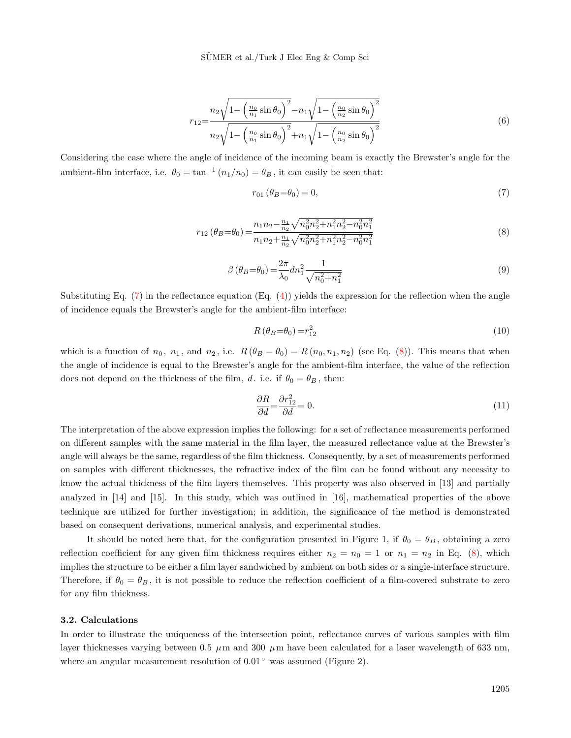$$r_{12}=\frac{n_2\sqrt{1-\left(\frac{n_0}{n_1}\sin\theta_0\right)^2}-n_1\sqrt{1-\left(\frac{n_0}{n_2}\sin\theta_0\right)^2}}{n_2\sqrt{1-\left(\frac{n_0}{n_1}\sin\theta_0\right)^2}+n_1\sqrt{1-\left(\frac{n_0}{n_2}\sin\theta_0\right)^2}} \tag{6}$$

Considering the case where the angle of incidence of the incoming beam is exactly the Brewster's angle for the ambient-film interface, i.e. $\theta_0 = \tan^{-1}(n_1/n_0) = \theta_B$, it can easily be seen that:

$$r_{01}(\theta_B{=}\theta_0) = 0, \tag{7}$$

$$r_{12}(\theta_B{=}\theta_0) = \frac{n_1 n_2 - \frac{n_1}{n_2}\sqrt{n_0^2 n_2^2 + n_1^2 n_2^2 - n_0^2 n_1^2}}{n_1 n_2 + \frac{n_1}{n_2}\sqrt{n_0^2 n_2^2 + n_1^2 n_2^2 - n_0^2 n_1^2}} \tag{8}$$

$$\beta(\theta_B{=}\theta_0) = \frac{2\pi}{\lambda_0} d n_1^2 \frac{1}{\sqrt{n_0^2+n_1^2}} \tag{9}$$

Substituting Eq. (7) in the reflectance equation (Eq. (4)) yields the expression for the reflection when the angle of incidence equals the Brewster's angle for the ambient-film interface:

$$R(\theta_B{=}\theta_0) = r_{12}^2 \tag{10}$$

which is a function of $n_0$, $n_1$, and $n_2$, i.e. $R(\theta_B = \theta_0) = R(n_0, n_1, n_2)$ (see Eq. (8)). This means that when the angle of incidence is equal to the Brewster's angle for the ambient-film interface, the value of the reflection does not depend on the thickness of the film, $d$. i.e. if $\theta_0 = \theta_B$, then:

$$\frac{\partial R}{\partial d} = \frac{\partial r_{12}^2}{\partial d} = 0. \tag{11}$$

The interpretation of the above expression implies the following: for a set of reflectance measurements performed on different samples with the same material in the film layer, the measured reflectance value at the Brewster's angle will always be the same, regardless of the film thickness. Consequently, by a set of measurements performed on samples with different thicknesses, the refractive index of the film can be found without any necessity to know the actual thickness of the film layers themselves. This property was also observed in [13] and partially analyzed in [14] and [15]. In this study, which was outlined in [16], mathematical properties of the above technique are utilized for further investigation; in addition, the significance of the method is demonstrated based on consequent derivations, numerical analysis, and experimental studies.

It should be noted here that, for the configuration presented in Figure 1, if $\theta_0 = \theta_B$, obtaining a zero reflection coefficient for any given film thickness requires either $n_2 = n_0 = 1$ or $n_1 = n_2$ in Eq. (8), which implies the structure to be either a film layer sandwiched by ambient on both sides or a single-interface structure. Therefore, if $\theta_0 = \theta_B$, it is not possible to reduce the reflection coefficient of a film-covered substrate to zero for any film thickness.

### 3.2. Calculations

In order to illustrate the uniqueness of the intersection point, reflectance curves of various samples with film layer thicknesses varying between 0.5 $\mu$m and 300 $\mu$m have been calculated for a laser wavelength of 633 nm, where an angular measurement resolution of $0.01^\circ$ was assumed (Figure 2).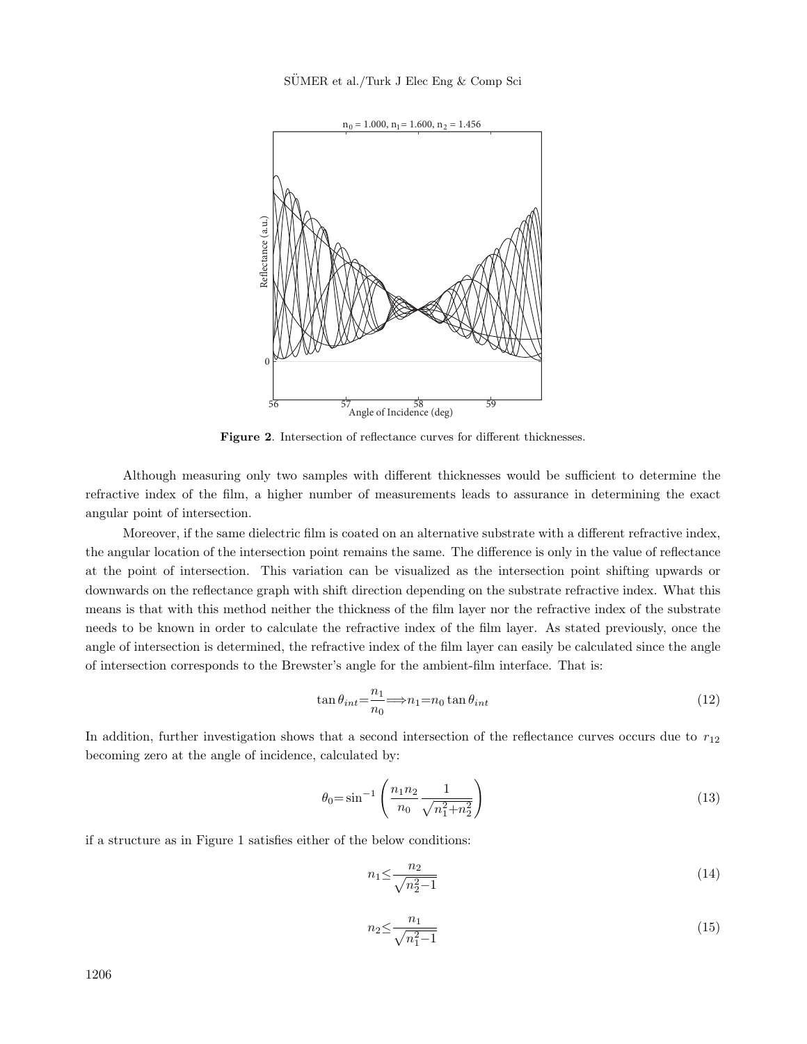**Figure 2**. Intersection of reflectance curves for different thicknesses.

Although measuring only two samples with different thicknesses would be sufficient to determine the refractive index of the film, a higher number of measurements leads to assurance in determining the exact angular point of intersection.

Moreover, if the same dielectric film is coated on an alternative substrate with a different refractive index, the angular location of the intersection point remains the same. The difference is only in the value of reflectance at the point of intersection. This variation can be visualized as the intersection point shifting upwards or downwards on the reflectance graph with shift direction depending on the substrate refractive index. What this means is that with this method neither the thickness of the film layer nor the refractive index of the substrate needs to be known in order to calculate the refractive index of the film layer. As stated previously, once the angle of intersection is determined, the refractive index of the film layer can easily be calculated since the angle of intersection corresponds to the Brewster's angle for the ambient-film interface. That is:

$$\tan\theta_{int}=\frac{n_1}{n_0}\Longrightarrow n_1=n_0\tan\theta_{int} \tag{12}$$

In addition, further investigation shows that a second intersection of the reflectance curves occurs due to $r_{12}$ becoming zero at the angle of incidence, calculated by:

$$\theta_0=\sin^{-1}\left(\frac{n_1 n_2}{n_0}\frac{1}{\sqrt{n_1^2+n_2^2}}\right) \tag{13}$$

if a structure as in Figure 1 satisfies either of the below conditions:

$$n_1\leq\frac{n_2}{\sqrt{n_2^2-1}} \tag{14}$$

$$n_2\leq\frac{n_1}{\sqrt{n_1^2-1}} \tag{15}$$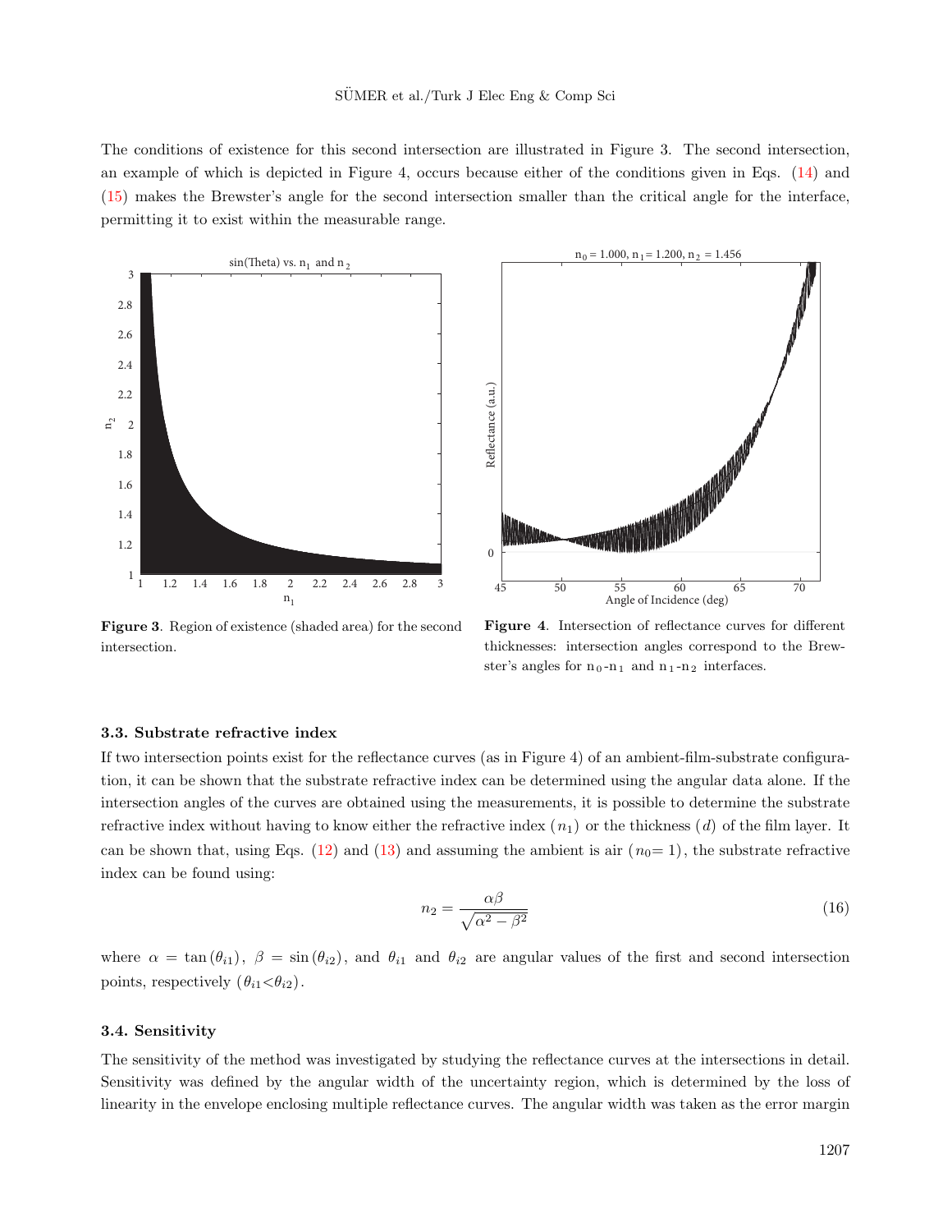The conditions of existence for this second intersection are illustrated in Figure 3. The second intersection, an example of which is depicted in Figure 4, occurs because either of the conditions given in Eqs. (14) and (15) makes the Brewster's angle for the second intersection smaller than the critical angle for the interface, permitting it to exist within the measurable range.

**Figure 3**. Region of existence (shaded area) for the second intersection.

**Figure 4**. Intersection of reflectance curves for different thicknesses: intersection angles correspond to the Brewster's angles for $n_0$-$n_1$ and $n_1$-$n_2$ interfaces.

### 3.3. Substrate refractive index

If two intersection points exist for the reflectance curves (as in Figure 4) of an ambient-film-substrate configuration, it can be shown that the substrate refractive index can be determined using the angular data alone. If the intersection angles of the curves are obtained using the measurements, it is possible to determine the substrate refractive index without having to know either the refractive index ($n_1$) or the thickness ($d$) of the film layer. It can be shown that, using Eqs. (12) and (13) and assuming the ambient is air ($n_0 = 1$), the substrate refractive index can be found using:

$$n_2 = \frac{\alpha\beta}{\sqrt{\alpha^2 - \beta^2}} \tag{16}$$

where $\alpha = \tan(\theta_{i1})$, $\beta = \sin(\theta_{i2})$, and $\theta_{i1}$ and $\theta_{i2}$ are angular values of the first and second intersection points, respectively ($\theta_{i1} < \theta_{i2}$).

### 3.4. Sensitivity

The sensitivity of the method was investigated by studying the reflectance curves at the intersections in detail. Sensitivity was defined by the angular width of the uncertainty region, which is determined by the loss of linearity in the envelope enclosing multiple reflectance curves. The angular width was taken as the error margin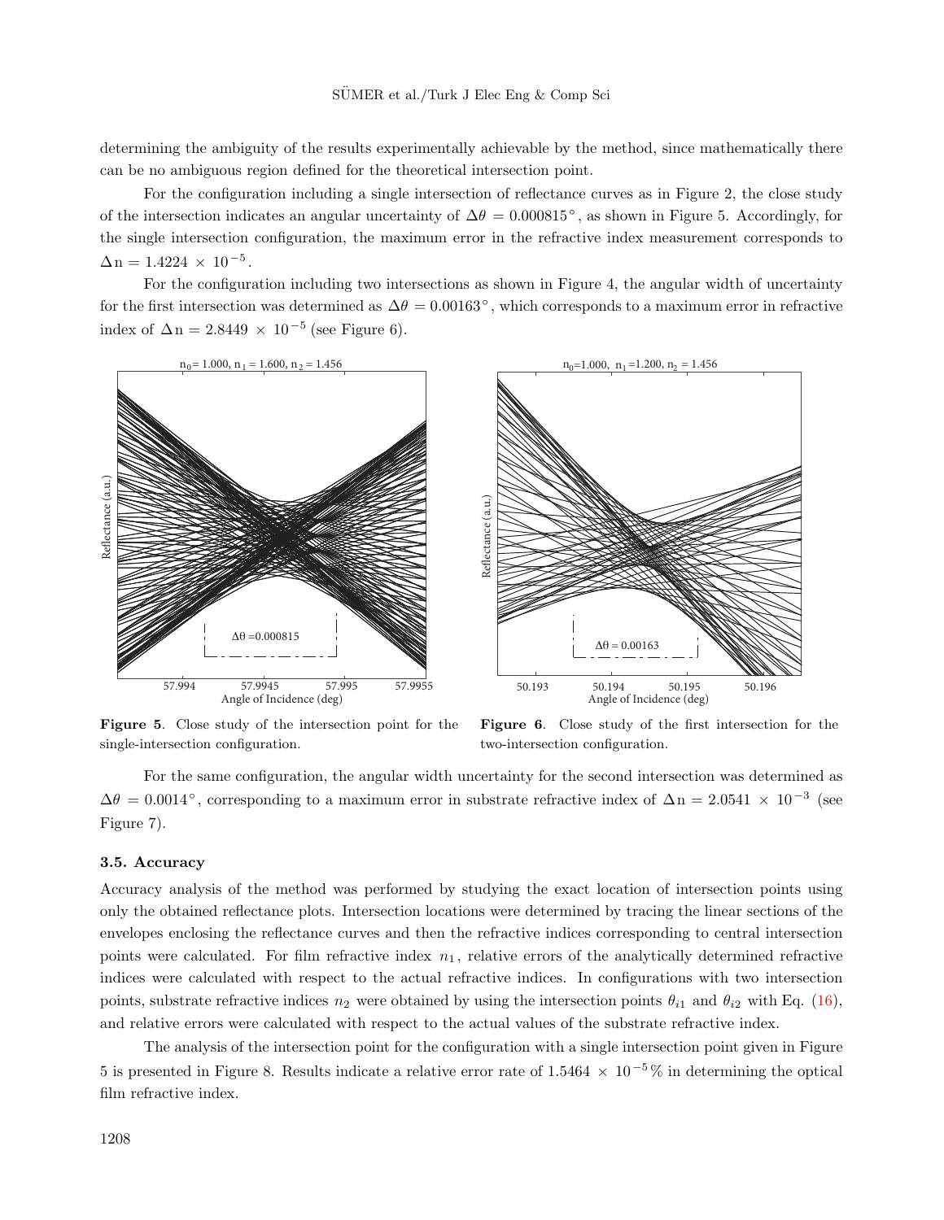determining the ambiguity of the results experimentally achievable by the method, since mathematically there can be no ambiguous region defined for the theoretical intersection point.

For the configuration including a single intersection of reflectance curves as in Figure 2, the close study of the intersection indicates an angular uncertainty of $\Delta\theta = 0.000815^\circ$, as shown in Figure 5. Accordingly, for the single intersection configuration, the maximum error in the refractive index measurement corresponds to $\Delta \mathrm{n} = 1.4224 \times 10^{-5}$.

For the configuration including two intersections as shown in Figure 4, the angular width of uncertainty for the first intersection was determined as $\Delta\theta = 0.00163^\circ$, which corresponds to a maximum error in refractive index of $\Delta \mathrm{n} = 2.8449 \times 10^{-5}$ (see Figure 6).

**Figure 5**. Close study of the intersection point for the single-intersection configuration.

**Figure 6**. Close study of the first intersection for the two-intersection configuration.

For the same configuration, the angular width uncertainty for the second intersection was determined as $\Delta\theta = 0.0014^\circ$, corresponding to a maximum error in substrate refractive index of $\Delta \mathrm{n} = 2.0541 \times 10^{-3}$ (see Figure 7).

### 3.5. Accuracy

Accuracy analysis of the method was performed by studying the exact location of intersection points using only the obtained reflectance plots. Intersection locations were determined by tracing the linear sections of the envelopes enclosing the reflectance curves and then the refractive indices corresponding to central intersection points were calculated. For film refractive index $n_1$, relative errors of the analytically determined refractive indices were calculated with respect to the actual refractive indices. In configurations with two intersection points, substrate refractive indices $n_2$ were obtained by using the intersection points $\theta_{i1}$ and $\theta_{i2}$ with Eq. (16), and relative errors were calculated with respect to the actual values of the substrate refractive index.

The analysis of the intersection point for the configuration with a single intersection point given in Figure 5 is presented in Figure 8. Results indicate a relative error rate of $1.5464 \times 10^{-5}\%$ in determining the optical film refractive index.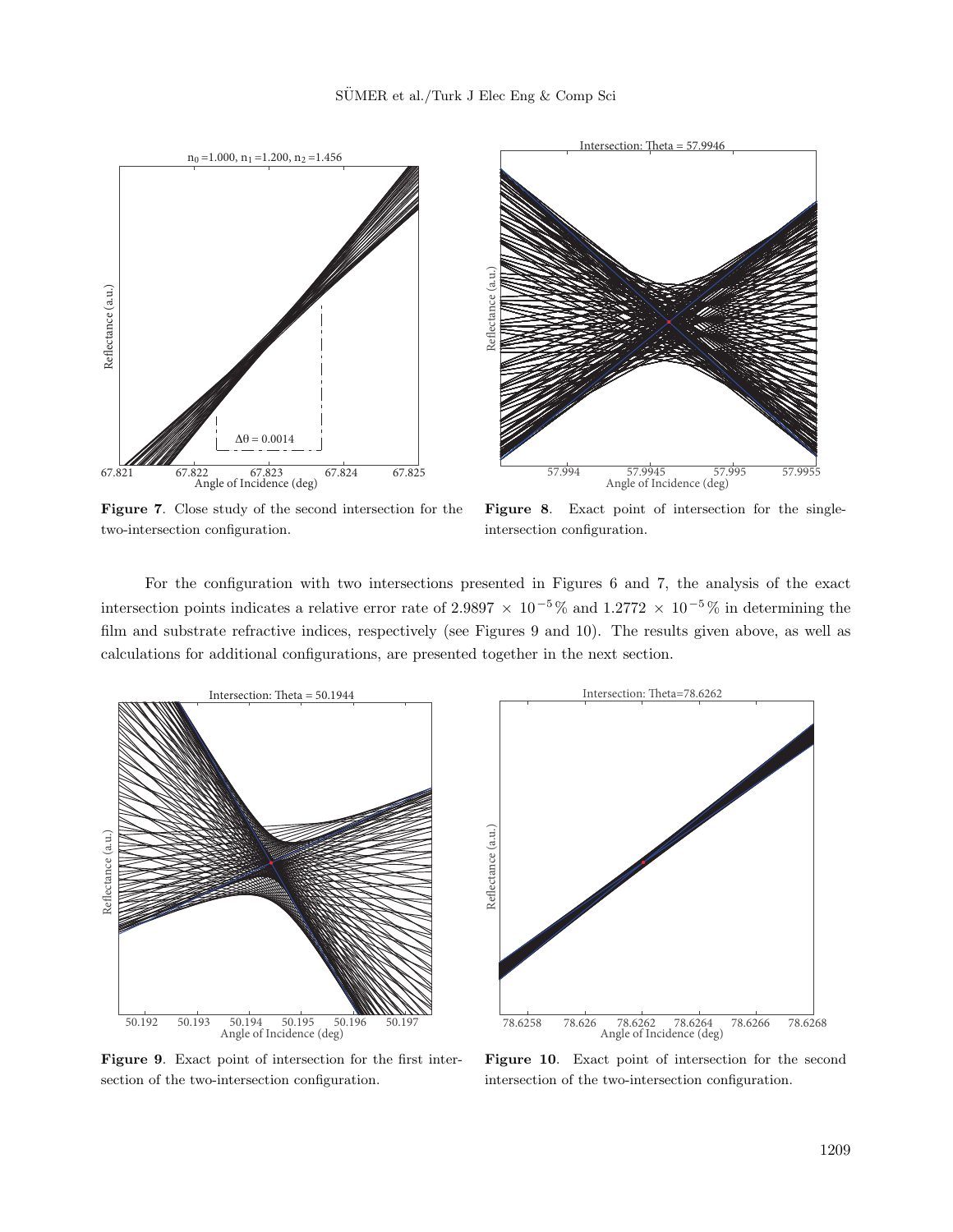**Figure 7**. Close study of the second intersection for the two-intersection configuration.

**Figure 8**. Exact point of intersection for the single-intersection configuration.

For the configuration with two intersections presented in Figures 6 and 7, the analysis of the exact intersection points indicates a relative error rate of $2.9897 \times 10^{-5}$% and $1.2772 \times 10^{-5}$% in determining the film and substrate refractive indices, respectively (see Figures 9 and 10). The results given above, as well as calculations for additional configurations, are presented together in the next section.

**Figure 9**. Exact point of intersection for the first intersection of the two-intersection configuration.

**Figure 10**. Exact point of intersection for the second intersection of the two-intersection configuration.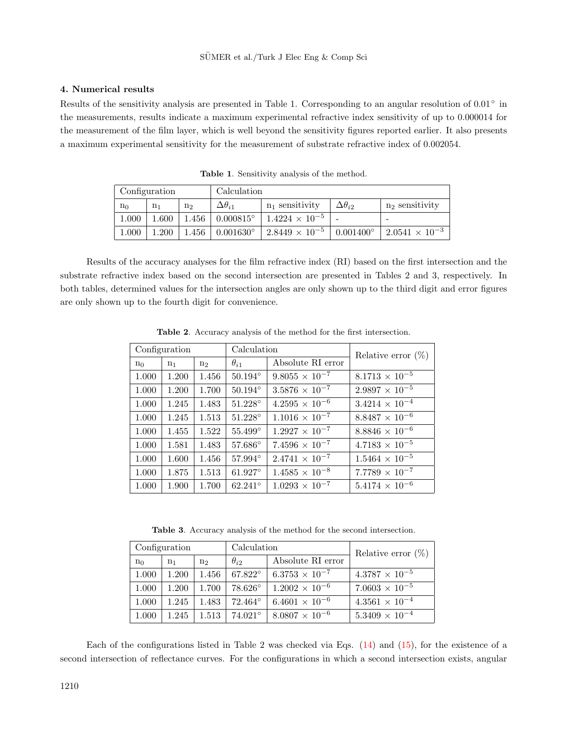### 4. Numerical results

Results of the sensitivity analysis are presented in Table 1. Corresponding to an angular resolution of 0.01° in the measurements, results indicate a maximum experimental refractive index sensitivity of up to 0.000014 for the measurement of the film layer, which is well beyond the sensitivity figures reported earlier. It also presents a maximum experimental sensitivity for the measurement of substrate refractive index of 0.002054.

**Table 1**. Sensitivity analysis of the method.

| Configuration | | | Calculation | | | |
|---|---|---|---|---|---|---|
| $n_0$ | $n_1$ | $n_2$ | $\Delta\theta_{i1}$ | $n_1$ sensitivity | $\Delta\theta_{i2}$ | $n_2$ sensitivity |
| 1.000 | 1.600 | 1.456 | 0.000815° | $1.4224 \times 10^{-5}$ | - | - |
| 1.000 | 1.200 | 1.456 | 0.001630° | $2.8449 \times 10^{-5}$ | 0.001400° | $2.0541 \times 10^{-3}$ |

Results of the accuracy analyses for the film refractive index (RI) based on the first intersection and the substrate refractive index based on the second intersection are presented in Tables 2 and 3, respectively. In both tables, determined values for the intersection angles are only shown up to the third digit and error figures are only shown up to the fourth digit for convenience.

**Table 2**. Accuracy analysis of the method for the first intersection.

| Configuration | | | Calculation | | Relative error (%) |
|---|---|---|---|---|---|
| $n_0$ | $n_1$ | $n_2$ | $\theta_{i1}$ | Absolute RI error | |
| 1.000 | 1.200 | 1.456 | 50.194° | $9.8055 \times 10^{-7}$ | $8.1713 \times 10^{-5}$ |
| 1.000 | 1.200 | 1.700 | 50.194° | $3.5876 \times 10^{-7}$ | $2.9897 \times 10^{-5}$ |
| 1.000 | 1.245 | 1.483 | 51.228° | $4.2595 \times 10^{-6}$ | $3.4214 \times 10^{-4}$ |
| 1.000 | 1.245 | 1.513 | 51.228° | $1.1016 \times 10^{-7}$ | $8.8487 \times 10^{-6}$ |
| 1.000 | 1.455 | 1.522 | 55.499° | $1.2927 \times 10^{-7}$ | $8.8846 \times 10^{-6}$ |
| 1.000 | 1.581 | 1.483 | 57.686° | $7.4596 \times 10^{-7}$ | $4.7183 \times 10^{-5}$ |
| 1.000 | 1.600 | 1.456 | 57.994° | $2.4741 \times 10^{-7}$ | $1.5464 \times 10^{-5}$ |
| 1.000 | 1.875 | 1.513 | 61.927° | $1.4585 \times 10^{-8}$ | $7.7789 \times 10^{-7}$ |
| 1.000 | 1.900 | 1.700 | 62.241° | $1.0293 \times 10^{-7}$ | $5.4174 \times 10^{-6}$ |

**Table 3**. Accuracy analysis of the method for the second intersection.

| Configuration | | | Calculation | | Relative error (%) |
|---|---|---|---|---|---|
| $n_0$ | $n_1$ | $n_2$ | $\theta_{i2}$ | Absolute RI error | |
| 1.000 | 1.200 | 1.456 | 67.822° | $6.3753 \times 10^{-7}$ | $4.3787 \times 10^{-5}$ |
| 1.000 | 1.200 | 1.700 | 78.626° | $1.2002 \times 10^{-6}$ | $7.0603 \times 10^{-5}$ |
| 1.000 | 1.245 | 1.483 | 72.464° | $6.4601 \times 10^{-6}$ | $4.3561 \times 10^{-4}$ |
| 1.000 | 1.245 | 1.513 | 74.021° | $8.0807 \times 10^{-6}$ | $5.3409 \times 10^{-4}$ |

Each of the configurations listed in Table 2 was checked via Eqs. (14) and (15), for the existence of a second intersection of reflectance curves. For the configurations in which a second intersection exists, angular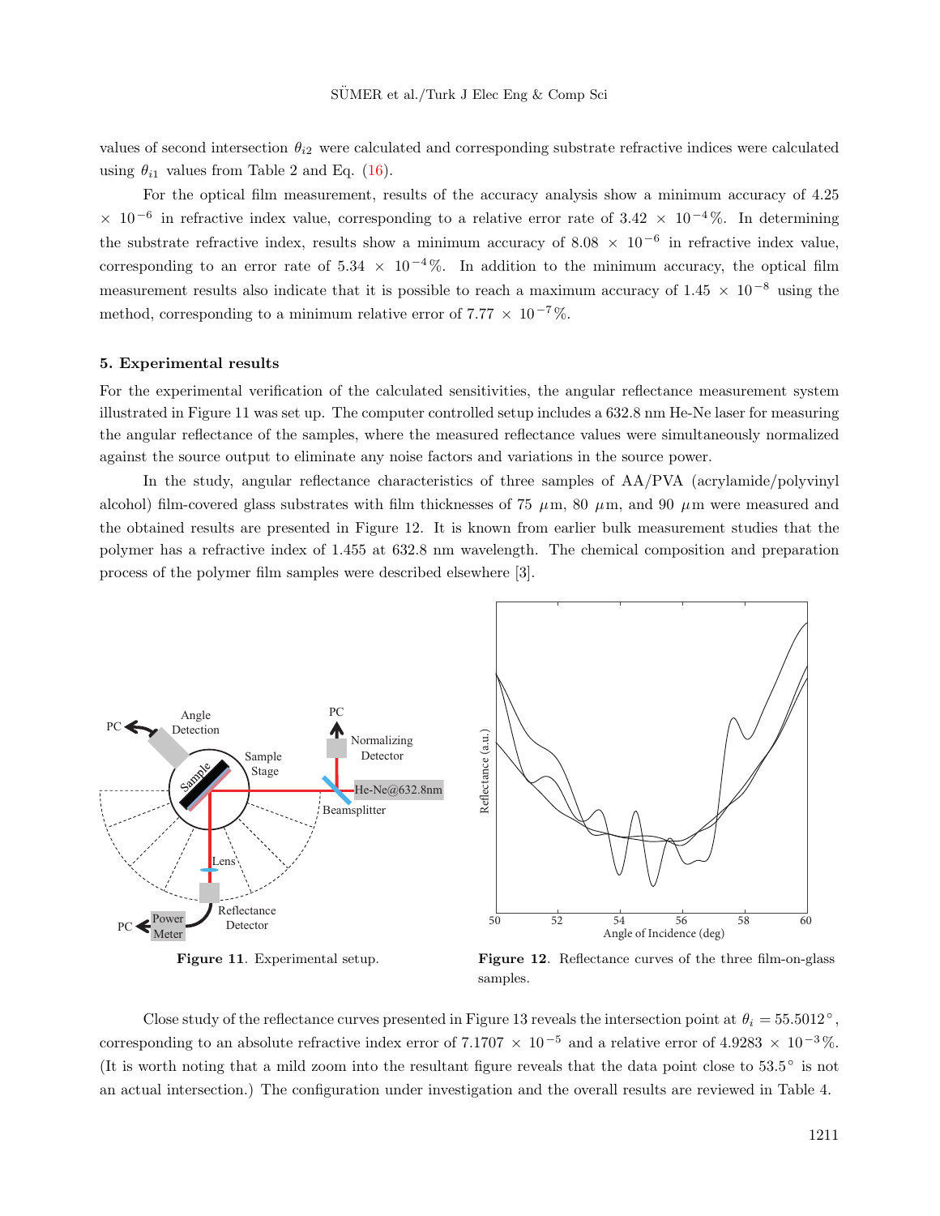values of second intersection $\theta_{i2}$ were calculated and corresponding substrate refractive indices were calculated using $\theta_{i1}$ values from Table 2 and Eq. (16).

For the optical film measurement, results of the accuracy analysis show a minimum accuracy of 4.25 $\times$ $10^{-6}$ in refractive index value, corresponding to a relative error rate of 3.42 $\times$ $10^{-4}$%. In determining the substrate refractive index, results show a minimum accuracy of 8.08 $\times$ $10^{-6}$ in refractive index value, corresponding to an error rate of 5.34 $\times$ $10^{-4}$%. In addition to the minimum accuracy, the optical film measurement results also indicate that it is possible to reach a maximum accuracy of 1.45 $\times$ $10^{-8}$ using the method, corresponding to a minimum relative error of 7.77 $\times$ $10^{-7}$%.

## 5. Experimental results

For the experimental verification of the calculated sensitivities, the angular reflectance measurement system illustrated in Figure 11 was set up. The computer controlled setup includes a 632.8 nm He-Ne laser for measuring the angular reflectance of the samples, where the measured reflectance values were simultaneously normalized against the source output to eliminate any noise factors and variations in the source power.

In the study, angular reflectance characteristics of three samples of AA/PVA (acrylamide/polyvinyl alcohol) film-covered glass substrates with film thicknesses of 75 $\mu$m, 80 $\mu$m, and 90 $\mu$m were measured and the obtained results are presented in Figure 12. It is known from earlier bulk measurement studies that the polymer has a refractive index of 1.455 at 632.8 nm wavelength. The chemical composition and preparation process of the polymer film samples were described elsewhere [3].

**Figure 11**. Experimental setup.

**Figure 12**. Reflectance curves of the three film-on-glass samples.

Close study of the reflectance curves presented in Figure 13 reveals the intersection point at $\theta_i = 55.5012°$, corresponding to an absolute refractive index error of 7.1707 $\times$ $10^{-5}$ and a relative error of 4.9283 $\times$ $10^{-3}$%. (It is worth noting that a mild zoom into the resultant figure reveals that the data point close to 53.5° is not an actual intersection.) The configuration under investigation and the overall results are reviewed in Table 4.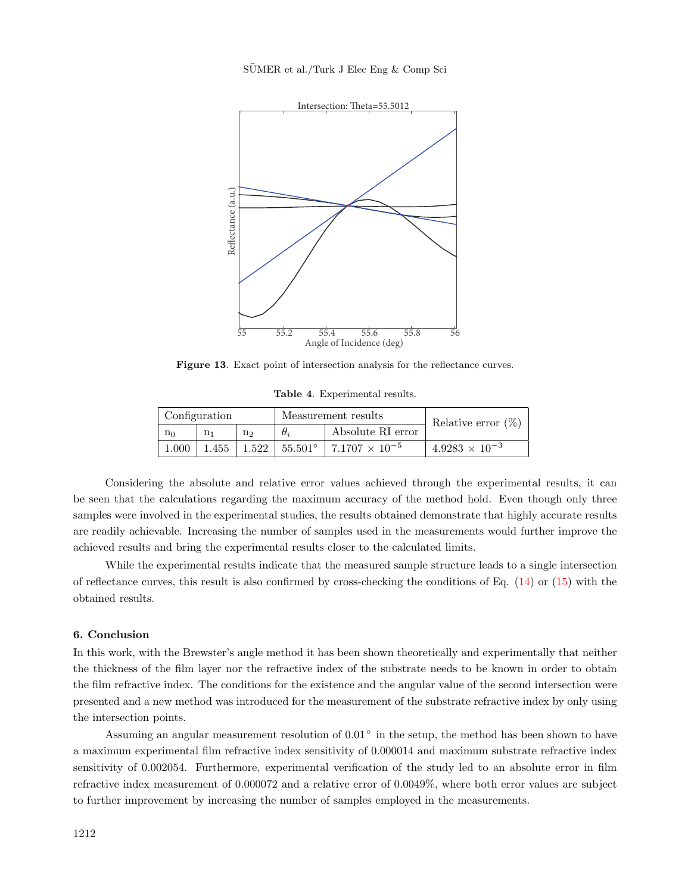Figure 13. Exact point of intersection analysis for the reflectance curves.

**Table 4**. Experimental results.

| Configuration | | | Measurement results | | Relative error (%) |
|---|---|---|---|---|---|
| $n_0$ | $n_1$ | $n_2$ | $\theta_i$ | Absolute RI error | |
| 1.000 | 1.455 | 1.522 | 55.501° | $7.1707 \times 10^{-5}$ | $4.9283 \times 10^{-3}$ |

Considering the absolute and relative error values achieved through the experimental results, it can be seen that the calculations regarding the maximum accuracy of the method hold. Even though only three samples were involved in the experimental studies, the results obtained demonstrate that highly accurate results are readily achievable. Increasing the number of samples used in the measurements would further improve the achieved results and bring the experimental results closer to the calculated limits.

While the experimental results indicate that the measured sample structure leads to a single intersection of reflectance curves, this result is also confirmed by cross-checking the conditions of Eq. (14) or (15) with the obtained results.

## 6. Conclusion

In this work, with the Brewster's angle method it has been shown theoretically and experimentally that neither the thickness of the film layer nor the refractive index of the substrate needs to be known in order to obtain the film refractive index. The conditions for the existence and the angular value of the second intersection were presented and a new method was introduced for the measurement of the substrate refractive index by only using the intersection points.

Assuming an angular measurement resolution of 0.01° in the setup, the method has been shown to have a maximum experimental film refractive index sensitivity of 0.000014 and maximum substrate refractive index sensitivity of 0.002054. Furthermore, experimental verification of the study led to an absolute error in film refractive index measurement of 0.000072 and a relative error of 0.0049%, where both error values are subject to further improvement by increasing the number of samples employed in the measurements.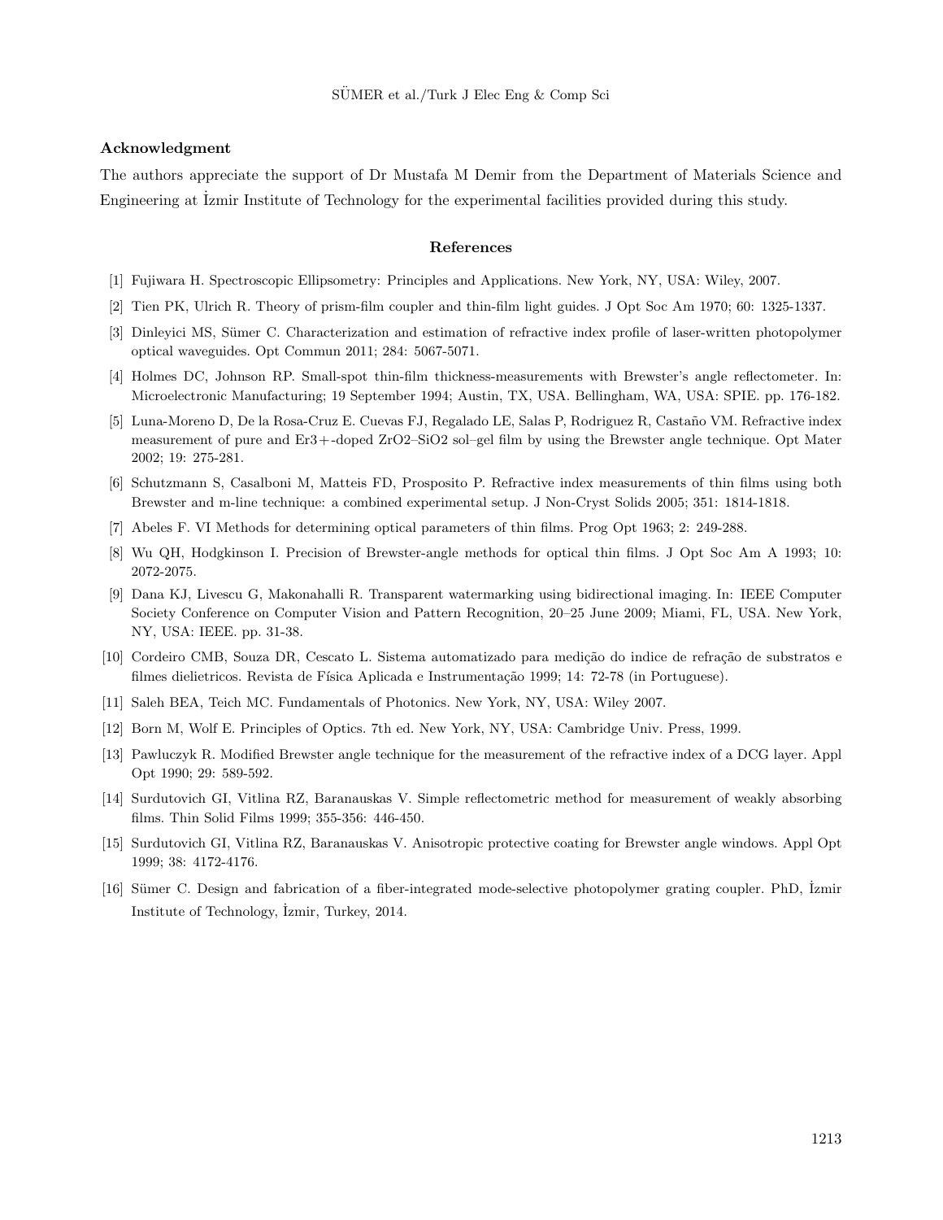## Acknowledgment

The authors appreciate the support of Dr Mustafa M Demir from the Department of Materials Science and Engineering at İzmir Institute of Technology for the experimental facilities provided during this study.

## References

[1] Fujiwara H. Spectroscopic Ellipsometry: Principles and Applications. New York, NY, USA: Wiley, 2007.

[2] Tien PK, Ulrich R. Theory of prism-film coupler and thin-film light guides. J Opt Soc Am 1970; 60: 1325-1337.

[3] Dinleyici MS, Sümer C. Characterization and estimation of refractive index profile of laser-written photopolymer optical waveguides. Opt Commun 2011; 284: 5067-5071.

[4] Holmes DC, Johnson RP. Small-spot thin-film thickness-measurements with Brewster's angle reflectometer. In: Microelectronic Manufacturing; 19 September 1994; Austin, TX, USA. Bellingham, WA, USA: SPIE. pp. 176-182.

[5] Luna-Moreno D, De la Rosa-Cruz E. Cuevas FJ, Regalado LE, Salas P, Rodriguez R, Castaño VM. Refractive index measurement of pure and Er3+-doped ZrO2–SiO2 sol–gel film by using the Brewster angle technique. Opt Mater 2002; 19: 275-281.

[6] Schutzmann S, Casalboni M, Matteis FD, Prosposito P. Refractive index measurements of thin films using both Brewster and m-line technique: a combined experimental setup. J Non-Cryst Solids 2005; 351: 1814-1818.

[7] Abeles F. VI Methods for determining optical parameters of thin films. Prog Opt 1963; 2: 249-288.

[8] Wu QH, Hodgkinson I. Precision of Brewster-angle methods for optical thin films. J Opt Soc Am A 1993; 10: 2072-2075.

[9] Dana KJ, Livescu G, Makonahalli R. Transparent watermarking using bidirectional imaging. In: IEEE Computer Society Conference on Computer Vision and Pattern Recognition, 20–25 June 2009; Miami, FL, USA. New York, NY, USA: IEEE. pp. 31-38.

[10] Cordeiro CMB, Souza DR, Cescato L. Sistema automatizado para medição do indice de refração de substratos e filmes dielietricos. Revista de Física Aplicada e Instrumentação 1999; 14: 72-78 (in Portuguese).

[11] Saleh BEA, Teich MC. Fundamentals of Photonics. New York, NY, USA: Wiley 2007.

[12] Born M, Wolf E. Principles of Optics. 7th ed. New York, NY, USA: Cambridge Univ. Press, 1999.

[13] Pawluczyk R. Modified Brewster angle technique for the measurement of the refractive index of a DCG layer. Appl Opt 1990; 29: 589-592.

[14] Surdutovich GI, Vitlina RZ, Baranauskas V. Simple reflectometric method for measurement of weakly absorbing films. Thin Solid Films 1999; 355-356: 446-450.

[15] Surdutovich GI, Vitlina RZ, Baranauskas V. Anisotropic protective coating for Brewster angle windows. Appl Opt 1999; 38: 4172-4176.

[16] Sümer C. Design and fabrication of a fiber-integrated mode-selective photopolymer grating coupler. PhD, İzmir Institute of Technology, İzmir, Turkey, 2014.